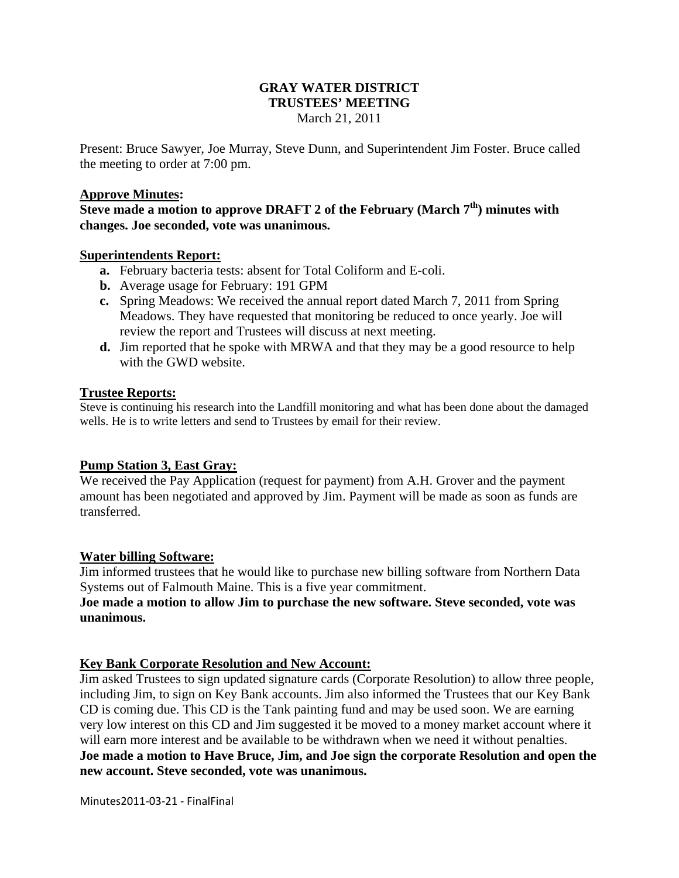# GRAY WATER DISTRICT
## TRUSTEES' MEETING
March 21, 2011

Present: Bruce Sawyer, Joe Murray, Steve Dunn, and Superintendent Jim Foster. Bruce called the meeting to order at 7:00 pm.

**Approve Minutes:**

**Steve made a motion to approve DRAFT 2 of the February (March 7th) minutes with changes. Joe seconded, vote was unanimous.**

**Superintendents Report:**

- **a.** February bacteria tests: absent for Total Coliform and E-coli.
- **b.** Average usage for February: 191 GPM
- **c.** Spring Meadows: We received the annual report dated March 7, 2011 from Spring Meadows. They have requested that monitoring be reduced to once yearly. Joe will review the report and Trustees will discuss at next meeting.
- **d.** Jim reported that he spoke with MRWA and that they may be a good resource to help with the GWD website.

**Trustee Reports:**

Steve is continuing his research into the Landfill monitoring and what has been done about the damaged wells. He is to write letters and send to Trustees by email for their review.

**Pump Station 3, East Gray:**

We received the Pay Application (request for payment) from A.H. Grover and the payment amount has been negotiated and approved by Jim. Payment will be made as soon as funds are transferred.

**Water billing Software:**

Jim informed trustees that he would like to purchase new billing software from Northern Data Systems out of Falmouth Maine. This is a five year commitment.

**Joe made a motion to allow Jim to purchase the new software. Steve seconded, vote was unanimous.**

**Key Bank Corporate Resolution and New Account:**

Jim asked Trustees to sign updated signature cards (Corporate Resolution) to allow three people, including Jim, to sign on Key Bank accounts. Jim also informed the Trustees that our Key Bank CD is coming due. This CD is the Tank painting fund and may be used soon. We are earning very low interest on this CD and Jim suggested it be moved to a money market account where it will earn more interest and be available to be withdrawn when we need it without penalties.

**Joe made a motion to Have Bruce, Jim, and Joe sign the corporate Resolution and open the new account. Steve seconded, vote was unanimous.**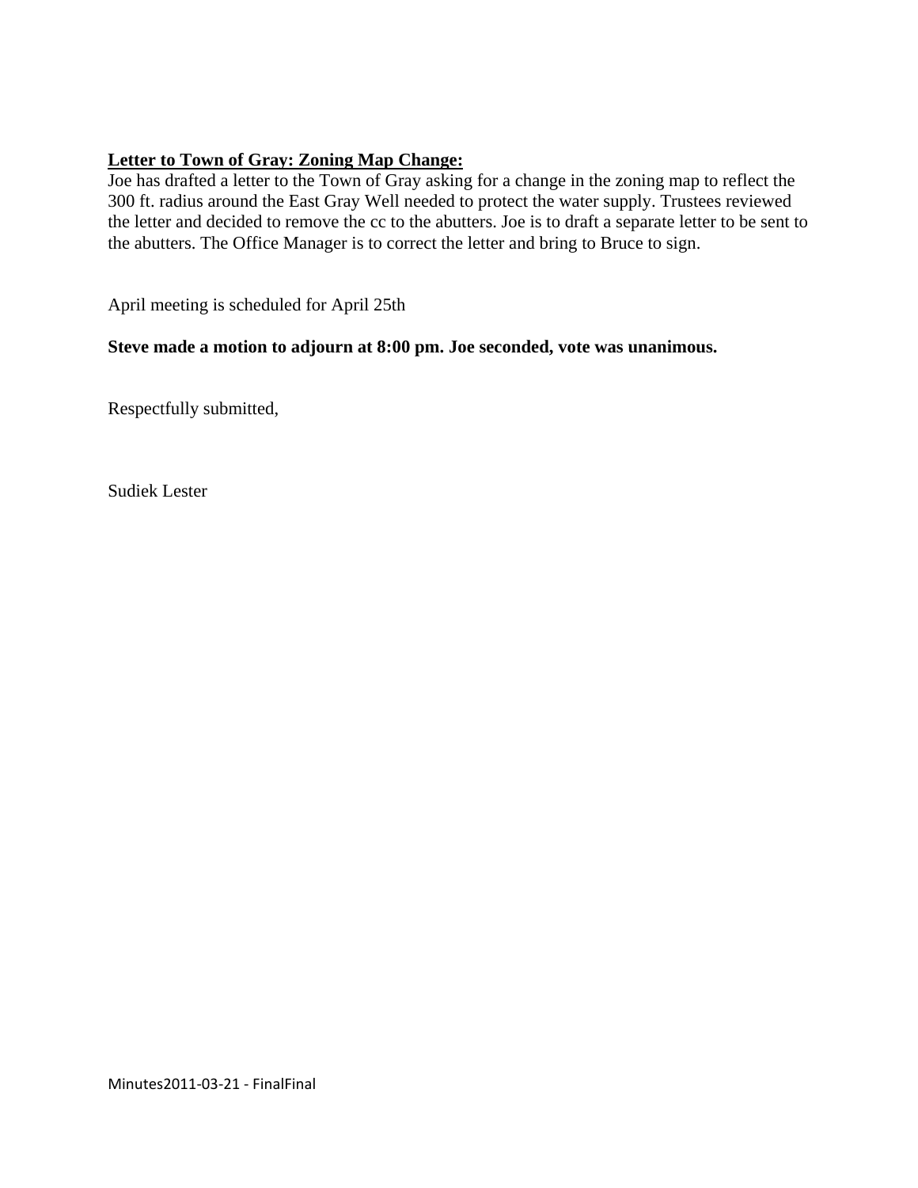**<u>Letter to Town of Gray: Zoning Map Change:</u>**
Joe has drafted a letter to the Town of Gray asking for a change in the zoning map to reflect the 300 ft. radius around the East Gray Well needed to protect the water supply. Trustees reviewed the letter and decided to remove the cc to the abutters. Joe is to draft a separate letter to be sent to the abutters. The Office Manager is to correct the letter and bring to Bruce to sign.

April meeting is scheduled for April 25th

**Steve made a motion to adjourn at 8:00 pm. Joe seconded, vote was unanimous.**

Respectfully submitted,

Sudiek Lester